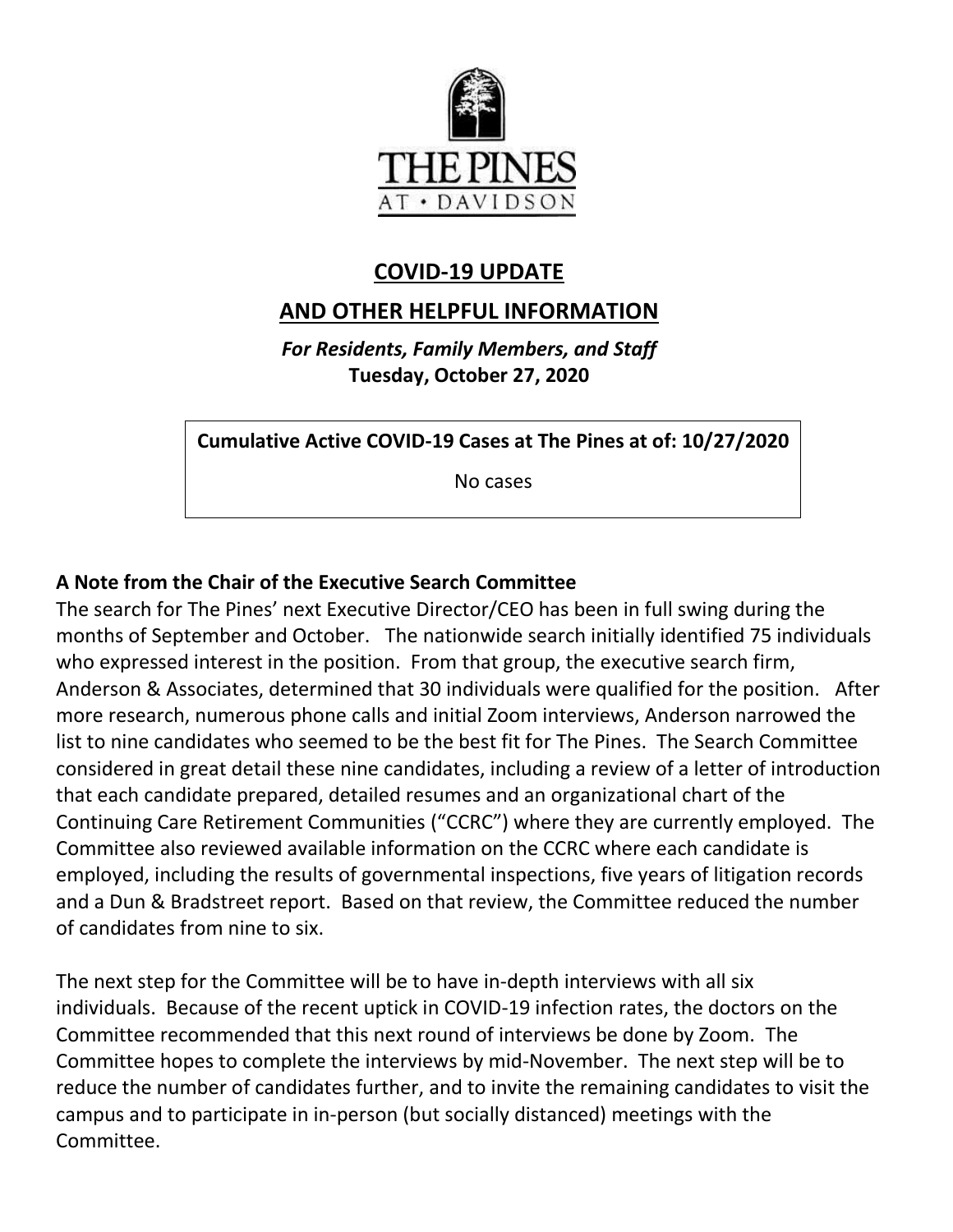THE PINES
AT • DAVIDSON

# COVID-19 UPDATE

# AND OTHER HELPFUL INFORMATION

***For Residents, Family Members, and Staff***
**Tuesday, October 27, 2020**

| **Cumulative Active COVID-19 Cases at The Pines at of: 10/27/2020** |
| --- |
| No cases |

**A Note from the Chair of the Executive Search Committee**

The search for The Pines' next Executive Director/CEO has been in full swing during the months of September and October. The nationwide search initially identified 75 individuals who expressed interest in the position. From that group, the executive search firm, Anderson & Associates, determined that 30 individuals were qualified for the position. After more research, numerous phone calls and initial Zoom interviews, Anderson narrowed the list to nine candidates who seemed to be the best fit for The Pines. The Search Committee considered in great detail these nine candidates, including a review of a letter of introduction that each candidate prepared, detailed resumes and an organizational chart of the Continuing Care Retirement Communities ("CCRC") where they are currently employed. The Committee also reviewed available information on the CCRC where each candidate is employed, including the results of governmental inspections, five years of litigation records and a Dun & Bradstreet report. Based on that review, the Committee reduced the number of candidates from nine to six.

The next step for the Committee will be to have in-depth interviews with all six individuals. Because of the recent uptick in COVID-19 infection rates, the doctors on the Committee recommended that this next round of interviews be done by Zoom. The Committee hopes to complete the interviews by mid-November. The next step will be to reduce the number of candidates further, and to invite the remaining candidates to visit the campus and to participate in in-person (but socially distanced) meetings with the Committee.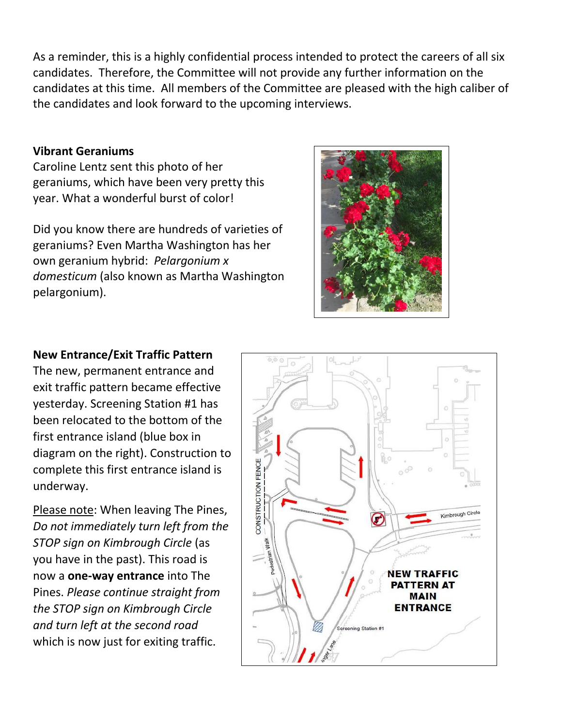As a reminder, this is a highly confidential process intended to protect the careers of all six candidates. Therefore, the Committee will not provide any further information on the candidates at this time. All members of the Committee are pleased with the high caliber of the candidates and look forward to the upcoming interviews.

**Vibrant Geraniums**

Caroline Lentz sent this photo of her geraniums, which have been very pretty this year. What a wonderful burst of color!

Did you know there are hundreds of varieties of geraniums? Even Martha Washington has her own geranium hybrid: *Pelargonium x domesticum* (also known as Martha Washington pelargonium).

**New Entrance/Exit Traffic Pattern**

The new, permanent entrance and exit traffic pattern became effective yesterday. Screening Station #1 has been relocated to the bottom of the first entrance island (blue box in diagram on the right). Construction to complete this first entrance island is underway.

Please note: When leaving The Pines, *Do not immediately turn left from the STOP sign on Kimbrough Circle* (as you have in the past). This road is now a **one-way entrance** into The Pines. *Please continue straight from the STOP sign on Kimbrough Circle and turn left at the second road* which is now just for exiting traffic.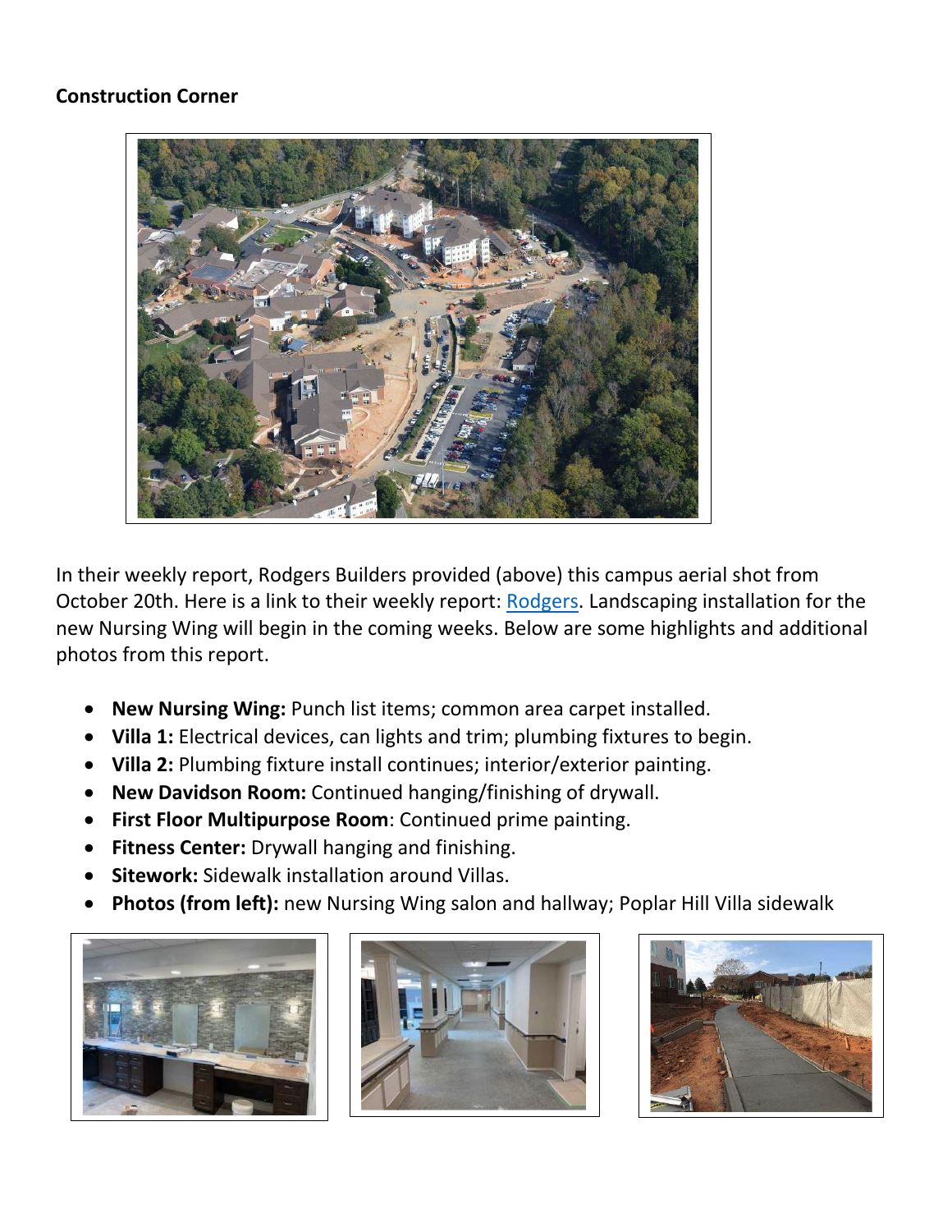**Construction Corner**

In their weekly report, Rodgers Builders provided (above) this campus aerial shot from October 20th. Here is a link to their weekly report: Rodgers. Landscaping installation for the new Nursing Wing will begin in the coming weeks. Below are some highlights and additional photos from this report.

- **New Nursing Wing:** Punch list items; common area carpet installed.
- **Villa 1:** Electrical devices, can lights and trim; plumbing fixtures to begin.
- **Villa 2:** Plumbing fixture install continues; interior/exterior painting.
- **New Davidson Room:** Continued hanging/finishing of drywall.
- **First Floor Multipurpose Room**: Continued prime painting.
- **Fitness Center:** Drywall hanging and finishing.
- **Sitework:** Sidewalk installation around Villas.
- **Photos (from left):** new Nursing Wing salon and hallway; Poplar Hill Villa sidewalk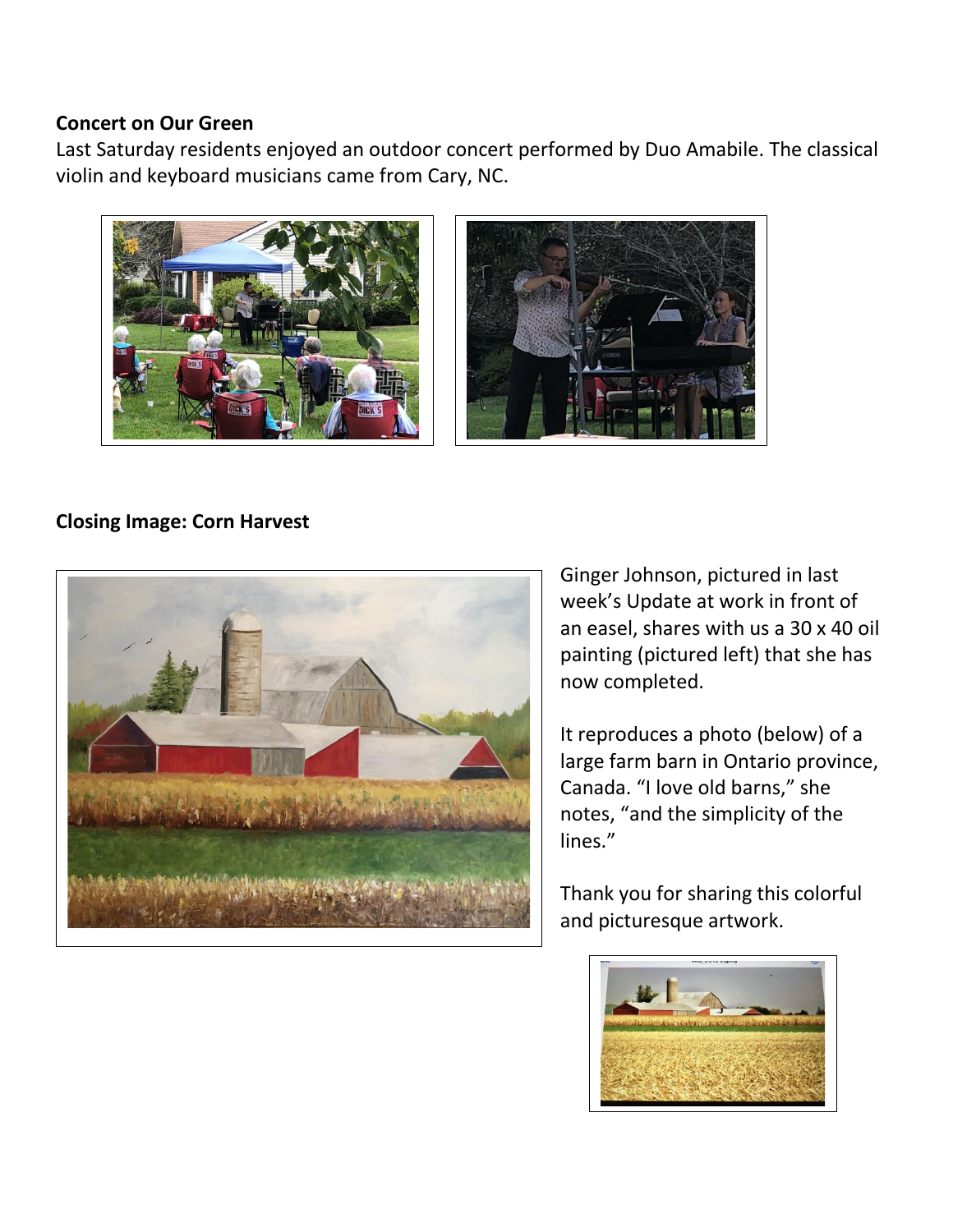**Concert on Our Green**

Last Saturday residents enjoyed an outdoor concert performed by Duo Amabile. The classical violin and keyboard musicians came from Cary, NC.

**Closing Image: Corn Harvest**

Ginger Johnson, pictured in last week's Update at work in front of an easel, shares with us a 30 x 40 oil painting (pictured left) that she has now completed.

It reproduces a photo (below) of a large farm barn in Ontario province, Canada. "I love old barns," she notes, "and the simplicity of the lines."

Thank you for sharing this colorful and picturesque artwork.